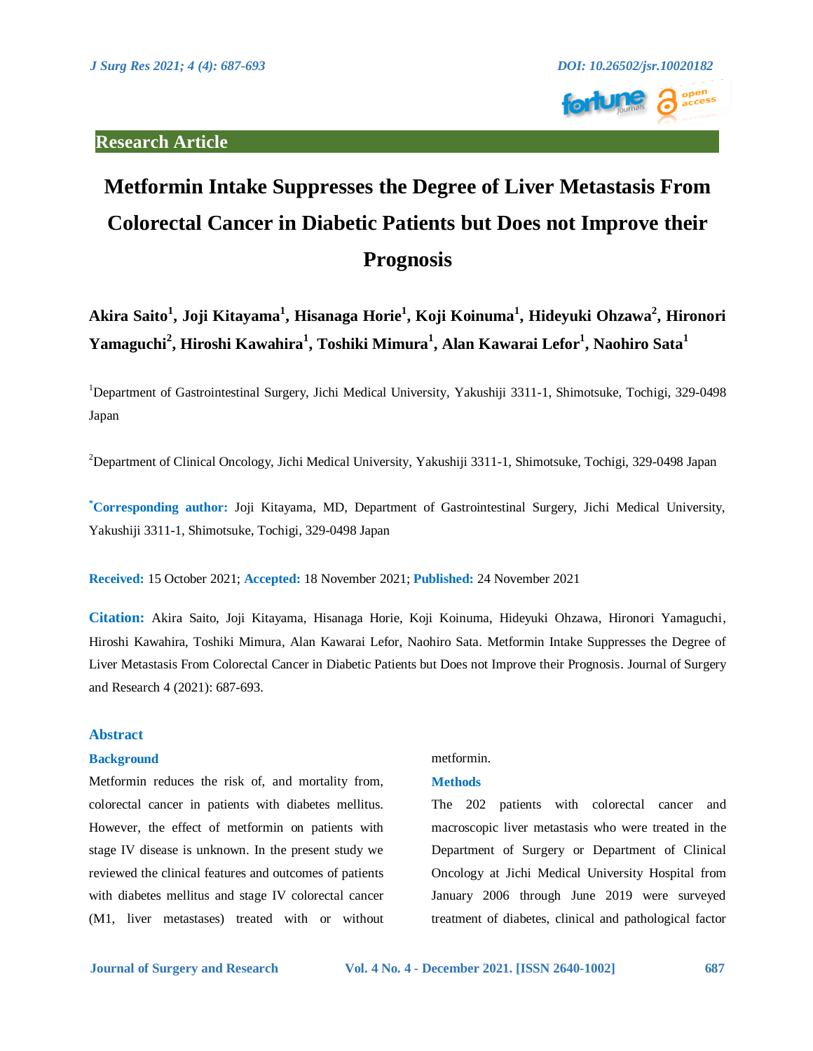Research Article

# Metformin Intake Suppresses the Degree of Liver Metastasis From Colorectal Cancer in Diabetic Patients but Does not Improve their Prognosis

**Akira Saito[1], Joji Kitayama[1], Hisanaga Horie[1], Koji Koinuma[1], Hideyuki Ohzawa[2], Hironori Yamaguchi[2], Hiroshi Kawahira[1], Toshiki Mimura[1], Alan Kawarai Lefor[1], Naohiro Sata[1]**

[1]Department of Gastrointestinal Surgery, Jichi Medical University, Yakushiji 3311-1, Shimotsuke, Tochigi, 329-0498 Japan

[2]Department of Clinical Oncology, Jichi Medical University, Yakushiji 3311-1, Shimotsuke, Tochigi, 329-0498 Japan

**[*]Corresponding author:** Joji Kitayama, MD, Department of Gastrointestinal Surgery, Jichi Medical University, Yakushiji 3311-1, Shimotsuke, Tochigi, 329-0498 Japan

**Received:** 15 October 2021; **Accepted:** 18 November 2021; **Published:** 24 November 2021

**Citation:** Akira Saito, Joji Kitayama, Hisanaga Horie, Koji Koinuma, Hideyuki Ohzawa, Hironori Yamaguchi, Hiroshi Kawahira, Toshiki Mimura, Alan Kawarai Lefor, Naohiro Sata. Metformin Intake Suppresses the Degree of Liver Metastasis From Colorectal Cancer in Diabetic Patients but Does not Improve their Prognosis. Journal of Surgery and Research 4 (2021): 687-693.

## Abstract

### Background

Metformin reduces the risk of, and mortality from, colorectal cancer in patients with diabetes mellitus. However, the effect of metformin on patients with stage IV disease is unknown. In the present study we reviewed the clinical features and outcomes of patients with diabetes mellitus and stage IV colorectal cancer (M1, liver metastases) treated with or without metformin.

### Methods

The 202 patients with colorectal cancer and macroscopic liver metastasis who were treated in the Department of Surgery or Department of Clinical Oncology at Jichi Medical University Hospital from January 2006 through June 2019 were surveyed treatment of diabetes, clinical and pathological factor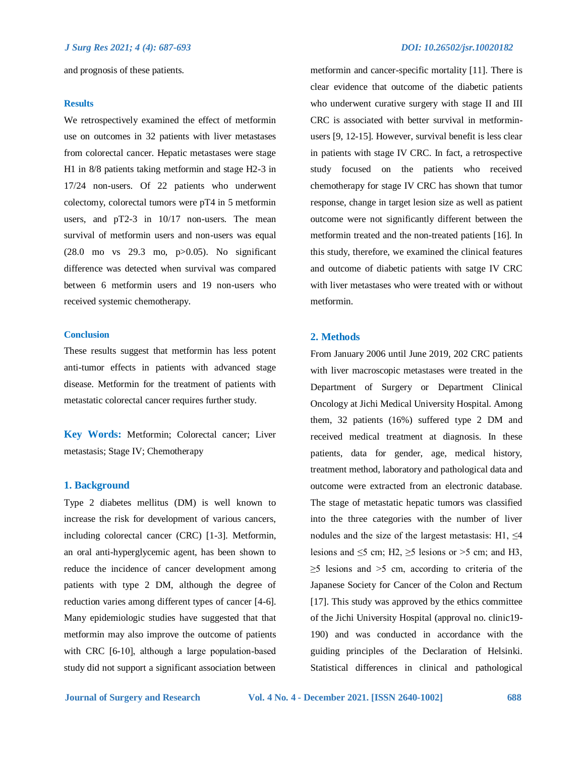and prognosis of these patients.

#### Results

We retrospectively examined the effect of metformin use on outcomes in 32 patients with liver metastases from colorectal cancer. Hepatic metastases were stage H1 in 8/8 patients taking metformin and stage H2-3 in 17/24 non-users. Of 22 patients who underwent colectomy, colorectal tumors were pT4 in 5 metformin users, and pT2-3 in 10/17 non-users. The mean survival of metformin users and non-users was equal (28.0 mo vs 29.3 mo, p>0.05). No significant difference was detected when survival was compared between 6 metformin users and 19 non-users who received systemic chemotherapy.

#### Conclusion

These results suggest that metformin has less potent anti-tumor effects in patients with advanced stage disease. Metformin for the treatment of patients with metastatic colorectal cancer requires further study.

**Key Words:** Metformin; Colorectal cancer; Liver metastasis; Stage IV; Chemotherapy

## 1. Background

Type 2 diabetes mellitus (DM) is well known to increase the risk for development of various cancers, including colorectal cancer (CRC) [1-3]. Metformin, an oral anti-hyperglycemic agent, has been shown to reduce the incidence of cancer development among patients with type 2 DM, although the degree of reduction varies among different types of cancer [4-6]. Many epidemiologic studies have suggested that that metformin may also improve the outcome of patients with CRC [6-10], although a large population-based study did not support a significant association between metformin and cancer-specific mortality [11]. There is clear evidence that outcome of the diabetic patients who underwent curative surgery with stage II and III CRC is associated with better survival in metformin-users [9, 12-15]. However, survival benefit is less clear in patients with stage IV CRC. In fact, a retrospective study focused on the patients who received chemotherapy for stage IV CRC has shown that tumor response, change in target lesion size as well as patient outcome were not significantly different between the metformin treated and the non-treated patients [16]. In this study, therefore, we examined the clinical features and outcome of diabetic patients with satge IV CRC with liver metastases who were treated with or without metformin.

## 2. Methods

From January 2006 until June 2019, 202 CRC patients with liver macroscopic metastases were treated in the Department of Surgery or Department Clinical Oncology at Jichi Medical University Hospital. Among them, 32 patients (16%) suffered type 2 DM and received medical treatment at diagnosis. In these patients, data for gender, age, medical history, treatment method, laboratory and pathological data and outcome were extracted from an electronic database. The stage of metastatic hepatic tumors was classified into the three categories with the number of liver nodules and the size of the largest metastasis: H1, ≤4 lesions and ≤5 cm; H2, ≥5 lesions or >5 cm; and H3, ≥5 lesions and >5 cm, according to criteria of the Japanese Society for Cancer of the Colon and Rectum [17]. This study was approved by the ethics committee of the Jichi University Hospital (approval no. clinic19-190) and was conducted in accordance with the guiding principles of the Declaration of Helsinki. Statistical differences in clinical and pathological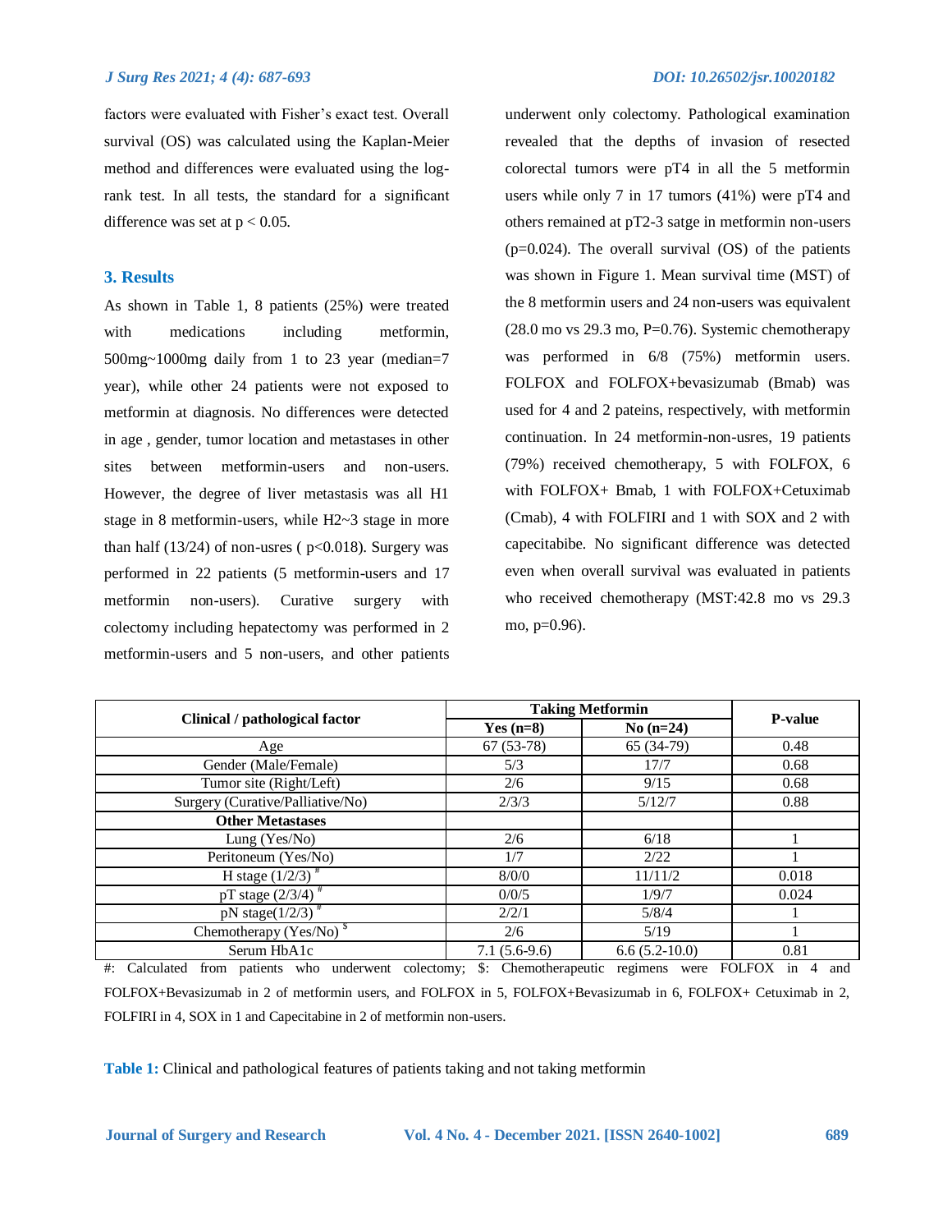factors were evaluated with Fisher's exact test. Overall survival (OS) was calculated using the Kaplan-Meier method and differences were evaluated using the log-rank test. In all tests, the standard for a significant difference was set at $p < 0.05$.

## 3. Results

As shown in Table 1, 8 patients (25%) were treated with medications including metformin, 500mg~1000mg daily from 1 to 23 year (median=7 year), while other 24 patients were not exposed to metformin at diagnosis. No differences were detected in age , gender, tumor location and metastases in other sites between metformin-users and non-users. However, the degree of liver metastasis was all H1 stage in 8 metformin-users, while H2~3 stage in more than half (13/24) of non-usres ( p<0.018). Surgery was performed in 22 patients (5 metformin-users and 17 metformin non-users). Curative surgery with colectomy including hepatectomy was performed in 2 metformin-users and 5 non-users, and other patients underwent only colectomy. Pathological examination revealed that the depths of invasion of resected colorectal tumors were pT4 in all the 5 metformin users while only 7 in 17 tumors (41%) were pT4 and others remained at pT2-3 satge in metformin non-users (p=0.024). The overall survival (OS) of the patients was shown in Figure 1. Mean survival time (MST) of the 8 metformin users and 24 non-users was equivalent (28.0 mo vs 29.3 mo, P=0.76). Systemic chemotherapy was performed in 6/8 (75%) metformin users. FOLFOX and FOLFOX+bevasizumab (Bmab) was used for 4 and 2 pateins, respectively, with metformin continuation. In 24 metformin-non-usres, 19 patients (79%) received chemotherapy, 5 with FOLFOX, 6 with FOLFOX+ Bmab, 1 with FOLFOX+Cetuximab (Cmab), 4 with FOLFIRI and 1 with SOX and 2 with capecitabibe. No significant difference was detected even when overall survival was evaluated in patients who received chemotherapy (MST:42.8 mo vs 29.3 mo, p=0.96).

| Clinical / pathological factor | Taking Metformin | | P-value |
|---|---|---|---|
| | Yes (n=8) | No (n=24) | |
| Age | 67 (53-78) | 65 (34-79) | 0.48 |
| Gender (Male/Female) | 5/3 | 17/7 | 0.68 |
| Tumor site (Right/Left) | 2/6 | 9/15 | 0.68 |
| Surgery (Curative/Palliative/No) | 2/3/3 | 5/12/7 | 0.88 |
| **Other Metastases** | | | |
| Lung (Yes/No) | 2/6 | 6/18 | 1 |
| Peritoneum (Yes/No) | 1/7 | 2/22 | 1 |
| H stage (1/2/3) # | 8/0/0 | 11/11/2 | 0.018 |
| pT stage (2/3/4) # | 0/0/5 | 1/9/7 | 0.024 |
| pN stage(1/2/3) # | 2/2/1 | 5/8/4 | 1 |
| Chemotherapy (Yes/No) $ | 2/6 | 5/19 | 1 |
| Serum HbA1c | 7.1 (5.6-9.6) | 6.6 (5.2-10.0) | 0.81 |

#: Calculated from patients who underwent colectomy; $: Chemotherapeutic regimens were FOLFOX in 4 and FOLFOX+Bevasizumab in 2 of metformin users, and FOLFOX in 5, FOLFOX+Bevasizumab in 6, FOLFOX+ Cetuximab in 2, FOLFIRI in 4, SOX in 1 and Capecitabine in 2 of metformin non-users.

**Table 1:** Clinical and pathological features of patients taking and not taking metformin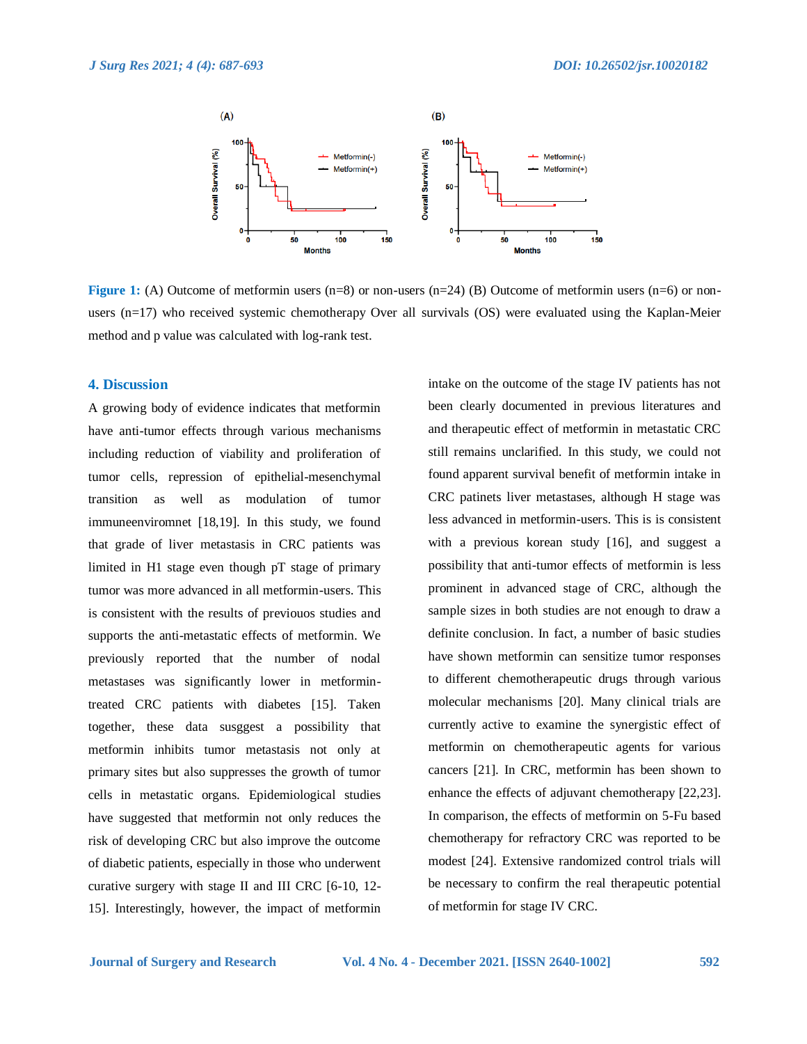**Figure 1:** (A) Outcome of metformin users (n=8) or non-users (n=24) (B) Outcome of metformin users (n=6) or non-users (n=17) who received systemic chemotherapy Over all survivals (OS) were evaluated using the Kaplan-Meier method and p value was calculated with log-rank test.

## 4. Discussion

A growing body of evidence indicates that metformin have anti-tumor effects through various mechanisms including reduction of viability and proliferation of tumor cells, repression of epithelial-mesenchymal transition as well as modulation of tumor immuneenviromnet [18,19]. In this study, we found that grade of liver metastasis in CRC patients was limited in H1 stage even though pT stage of primary tumor was more advanced in all metformin-users. This is consistent with the results of previouos studies and supports the anti-metastatic effects of metformin. We previously reported that the number of nodal metastases was significantly lower in metformin-treated CRC patients with diabetes [15]. Taken together, these data susggest a possibility that metformin inhibits tumor metastasis not only at primary sites but also suppresses the growth of tumor cells in metastatic organs. Epidemiological studies have suggested that metformin not only reduces the risk of developing CRC but also improve the outcome of diabetic patients, especially in those who underwent curative surgery with stage II and III CRC [6-10, 12-15]. Interestingly, however, the impact of metformin intake on the outcome of the stage IV patients has not been clearly documented in previous literatures and and therapeutic effect of metformin in metastatic CRC still remains unclarified. In this study, we could not found apparent survival benefit of metformin intake in CRC patinets liver metastases, although H stage was less advanced in metformin-users. This is consistent with a previous korean study [16], and suggest a possibility that anti-tumor effects of metformin is less prominent in advanced stage of CRC, although the sample sizes in both studies are not enough to draw a definite conclusion. In fact, a number of basic studies have shown metformin can sensitize tumor responses to different chemotherapeutic drugs through various molecular mechanisms [20]. Many clinical trials are currently active to examine the synergistic effect of metformin on chemotherapeutic agents for various cancers [21]. In CRC, metformin has been shown to enhance the effects of adjuvant chemotherapy [22,23]. In comparison, the effects of metformin on 5-Fu based chemotherapy for refractory CRC was reported to be modest [24]. Extensive randomized control trials will be necessary to confirm the real therapeutic potential of metformin for stage IV CRC.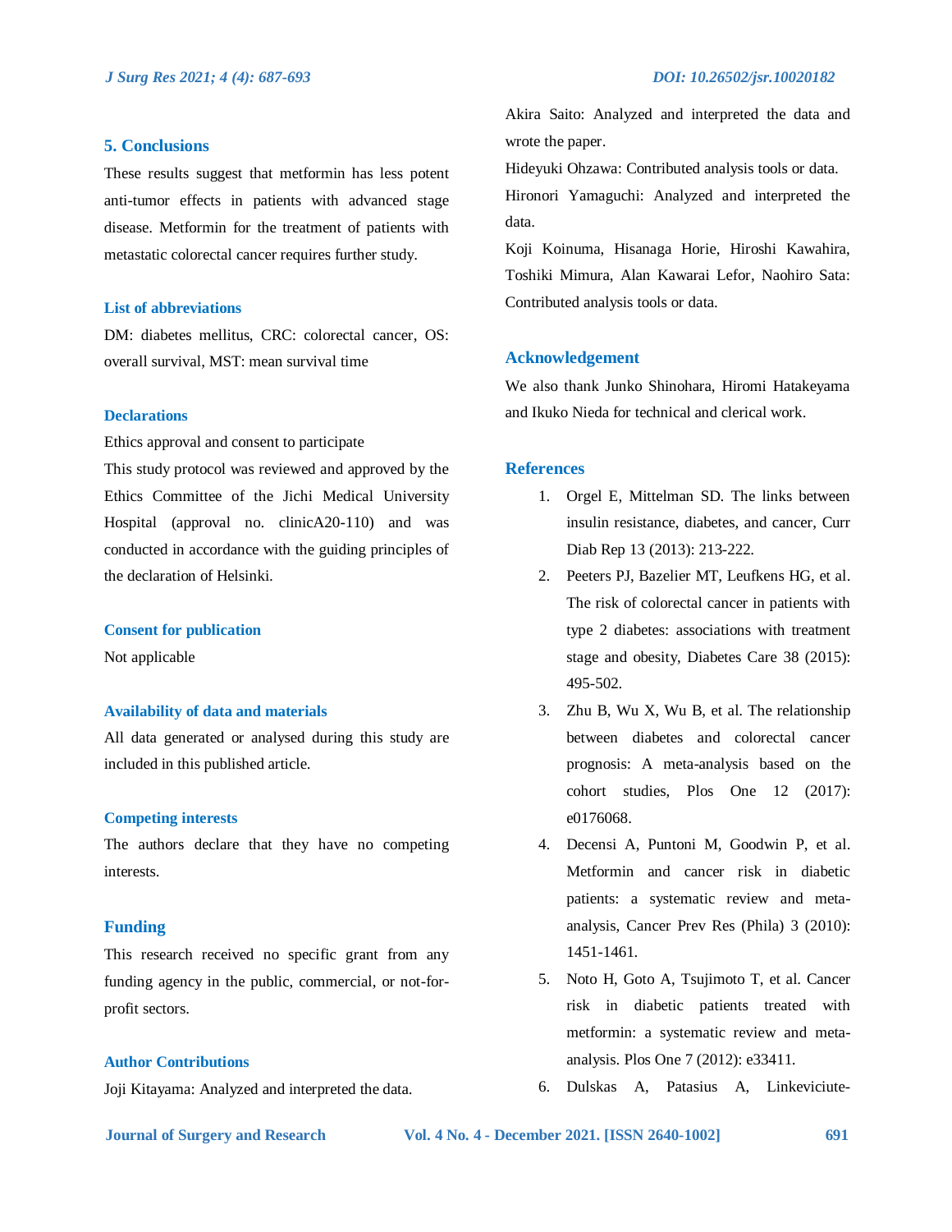## 5. Conclusions

These results suggest that metformin has less potent anti-tumor effects in patients with advanced stage disease. Metformin for the treatment of patients with metastatic colorectal cancer requires further study.

### List of abbreviations

DM: diabetes mellitus, CRC: colorectal cancer, OS: overall survival, MST: mean survival time

### Declarations

Ethics approval and consent to participate

This study protocol was reviewed and approved by the Ethics Committee of the Jichi Medical University Hospital (approval no. clinicA20-110) and was conducted in accordance with the guiding principles of the declaration of Helsinki.

### Consent for publication

Not applicable

### Availability of data and materials

All data generated or analysed during this study are included in this published article.

### Competing interests

The authors declare that they have no competing interests.

## Funding

This research received no specific grant from any funding agency in the public, commercial, or not-for-profit sectors.

### Author Contributions

Joji Kitayama: Analyzed and interpreted the data.

Akira Saito: Analyzed and interpreted the data and wrote the paper.

Hideyuki Ohzawa: Contributed analysis tools or data.

Hironori Yamaguchi: Analyzed and interpreted the data.

Koji Koinuma, Hisanaga Horie, Hiroshi Kawahira, Toshiki Mimura, Alan Kawarai Lefor, Naohiro Sata: Contributed analysis tools or data.

## Acknowledgement

We also thank Junko Shinohara, Hiromi Hatakeyama and Ikuko Nieda for technical and clerical work.

## References

1. Orgel E, Mittelman SD. The links between insulin resistance, diabetes, and cancer, Curr Diab Rep 13 (2013): 213-222.
2. Peeters PJ, Bazelier MT, Leufkens HG, et al. The risk of colorectal cancer in patients with type 2 diabetes: associations with treatment stage and obesity, Diabetes Care 38 (2015): 495-502.
3. Zhu B, Wu X, Wu B, et al. The relationship between diabetes and colorectal cancer prognosis: A meta-analysis based on the cohort studies, Plos One 12 (2017): e0176068.
4. Decensi A, Puntoni M, Goodwin P, et al. Metformin and cancer risk in diabetic patients: a systematic review and meta-analysis, Cancer Prev Res (Phila) 3 (2010): 1451-1461.
5. Noto H, Goto A, Tsujimoto T, et al. Cancer risk in diabetic patients treated with metformin: a systematic review and meta-analysis. Plos One 7 (2012): e33411.
6. Dulskas A, Patasius A, Linkeviciute-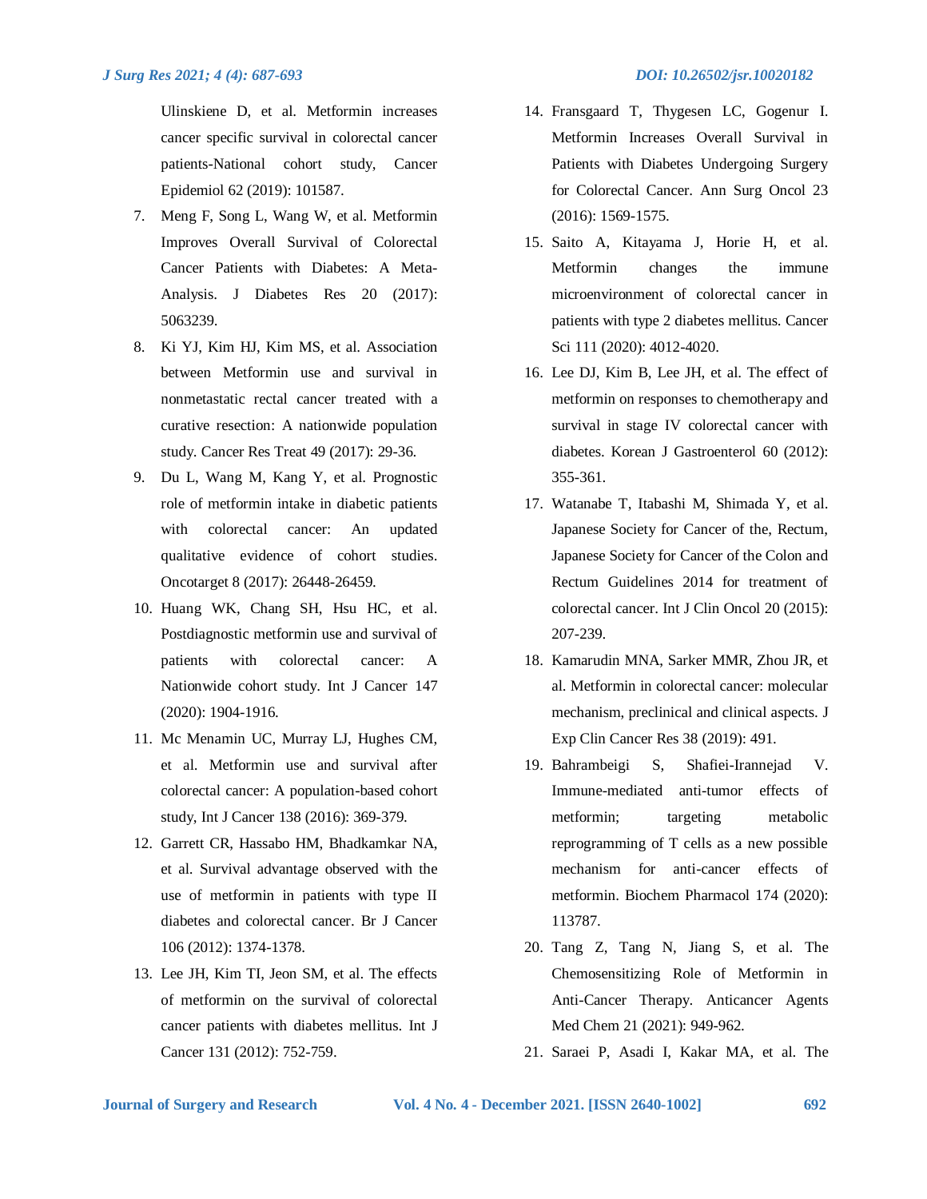Ulinskiene D, et al. Metformin increases cancer specific survival in colorectal cancer patients-National cohort study, Cancer Epidemiol 62 (2019): 101587.

7. Meng F, Song L, Wang W, et al. Metformin Improves Overall Survival of Colorectal Cancer Patients with Diabetes: A Meta-Analysis. J Diabetes Res 20 (2017): 5063239.
8. Ki YJ, Kim HJ, Kim MS, et al. Association between Metformin use and survival in nonmetastatic rectal cancer treated with a curative resection: A nationwide population study. Cancer Res Treat 49 (2017): 29-36.
9. Du L, Wang M, Kang Y, et al. Prognostic role of metformin intake in diabetic patients with colorectal cancer: An updated qualitative evidence of cohort studies. Oncotarget 8 (2017): 26448-26459.
10. Huang WK, Chang SH, Hsu HC, et al. Postdiagnostic metformin use and survival of patients with colorectal cancer: A Nationwide cohort study. Int J Cancer 147 (2020): 1904-1916.
11. Mc Menamin UC, Murray LJ, Hughes CM, et al. Metformin use and survival after colorectal cancer: A population-based cohort study, Int J Cancer 138 (2016): 369-379.
12. Garrett CR, Hassabo HM, Bhadkamkar NA, et al. Survival advantage observed with the use of metformin in patients with type II diabetes and colorectal cancer. Br J Cancer 106 (2012): 1374-1378.
13. Lee JH, Kim TI, Jeon SM, et al. The effects of metformin on the survival of colorectal cancer patients with diabetes mellitus. Int J Cancer 131 (2012): 752-759.
14. Fransgaard T, Thygesen LC, Gogenur I. Metformin Increases Overall Survival in Patients with Diabetes Undergoing Surgery for Colorectal Cancer. Ann Surg Oncol 23 (2016): 1569-1575.
15. Saito A, Kitayama J, Horie H, et al. Metformin changes the immune microenvironment of colorectal cancer in patients with type 2 diabetes mellitus. Cancer Sci 111 (2020): 4012-4020.
16. Lee DJ, Kim B, Lee JH, et al. The effect of metformin on responses to chemotherapy and survival in stage IV colorectal cancer with diabetes. Korean J Gastroenterol 60 (2012): 355-361.
17. Watanabe T, Itabashi M, Shimada Y, et al. Japanese Society for Cancer of the, Rectum, Japanese Society for Cancer of the Colon and Rectum Guidelines 2014 for treatment of colorectal cancer. Int J Clin Oncol 20 (2015): 207-239.
18. Kamarudin MNA, Sarker MMR, Zhou JR, et al. Metformin in colorectal cancer: molecular mechanism, preclinical and clinical aspects. J Exp Clin Cancer Res 38 (2019): 491.
19. Bahrambeigi S, Shafiei-Irannejad V. Immune-mediated anti-tumor effects of metformin; targeting metabolic reprogramming of T cells as a new possible mechanism for anti-cancer effects of metformin. Biochem Pharmacol 174 (2020): 113787.
20. Tang Z, Tang N, Jiang S, et al. The Chemosensitizing Role of Metformin in Anti-Cancer Therapy. Anticancer Agents Med Chem 21 (2021): 949-962.
21. Saraei P, Asadi I, Kakar MA, et al. The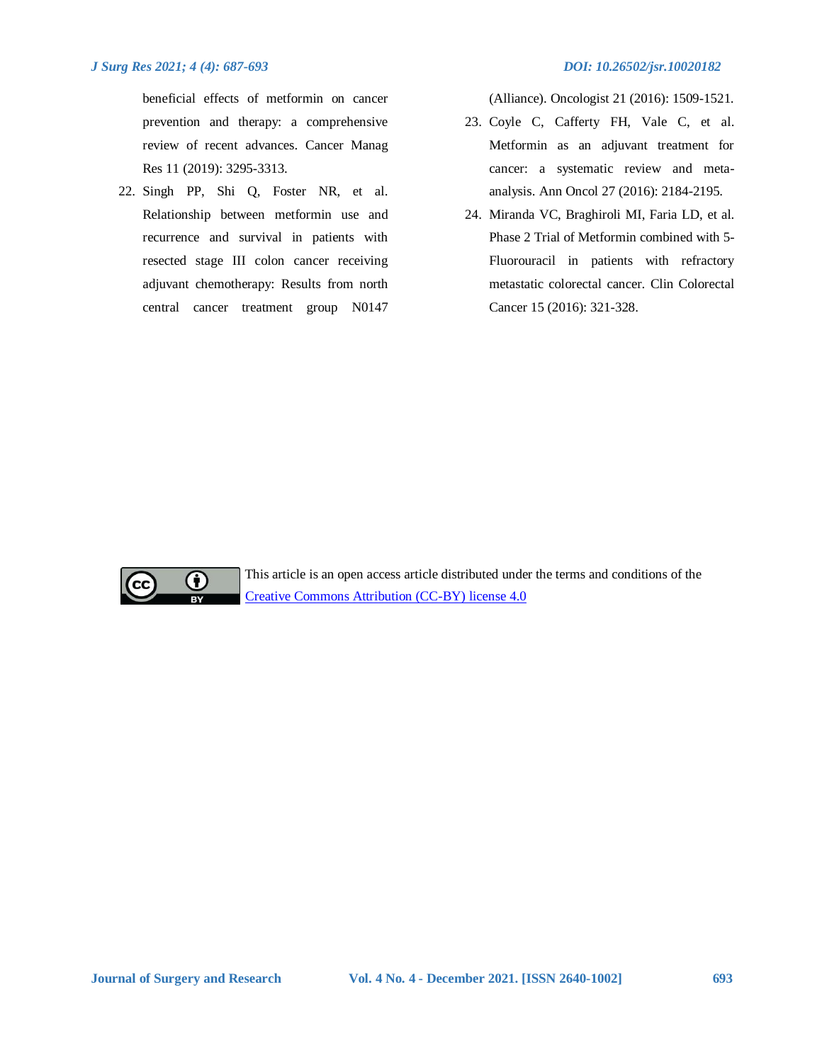beneficial effects of metformin on cancer prevention and therapy: a comprehensive review of recent advances. Cancer Manag Res 11 (2019): 3295-3313.

22. Singh PP, Shi Q, Foster NR, et al. Relationship between metformin use and recurrence and survival in patients with resected stage III colon cancer receiving adjuvant chemotherapy: Results from north central cancer treatment group N0147 (Alliance). Oncologist 21 (2016): 1509-1521.
23. Coyle C, Cafferty FH, Vale C, et al. Metformin as an adjuvant treatment for cancer: a systematic review and meta-analysis. Ann Oncol 27 (2016): 2184-2195.
24. Miranda VC, Braghiroli MI, Faria LD, et al. Phase 2 Trial of Metformin combined with 5-Fluorouracil in patients with refractory metastatic colorectal cancer. Clin Colorectal Cancer 15 (2016): 321-328.

This article is an open access article distributed under the terms and conditions of the [Creative Commons Attribution (CC-BY) license 4.0]